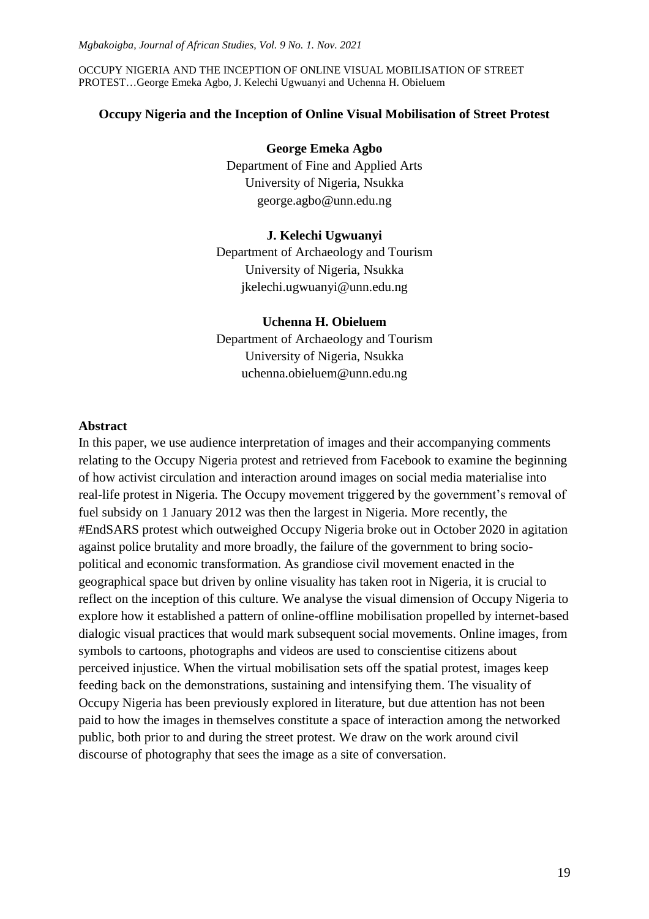# Occupy Nigeria and the Inception of Online Visual Mobilisation of Street Protest

**George Emeka Agbo**
Department of Fine and Applied Arts
University of Nigeria, Nsukka
george.agbo@unn.edu.ng

**J. Kelechi Ugwuanyi**
Department of Archaeology and Tourism
University of Nigeria, Nsukka
jkelechi.ugwuanyi@unn.edu.ng

**Uchenna H. Obieluem**
Department of Archaeology and Tourism
University of Nigeria, Nsukka
uchenna.obieluem@unn.edu.ng

## Abstract

In this paper, we use audience interpretation of images and their accompanying comments relating to the Occupy Nigeria protest and retrieved from Facebook to examine the beginning of how activist circulation and interaction around images on social media materialise into real-life protest in Nigeria. The Occupy movement triggered by the government's removal of fuel subsidy on 1 January 2012 was then the largest in Nigeria. More recently, the #EndSARS protest which outweighed Occupy Nigeria broke out in October 2020 in agitation against police brutality and more broadly, the failure of the government to bring socio-political and economic transformation. As grandiose civil movement enacted in the geographical space but driven by online visuality has taken root in Nigeria, it is crucial to reflect on the inception of this culture. We analyse the visual dimension of Occupy Nigeria to explore how it established a pattern of online-offline mobilisation propelled by internet-based dialogic visual practices that would mark subsequent social movements. Online images, from symbols to cartoons, photographs and videos are used to conscientise citizens about perceived injustice. When the virtual mobilisation sets off the spatial protest, images keep feeding back on the demonstrations, sustaining and intensifying them. The visuality of Occupy Nigeria has been previously explored in literature, but due attention has not been paid to how the images in themselves constitute a space of interaction among the networked public, both prior to and during the street protest. We draw on the work around civil discourse of photography that sees the image as a site of conversation.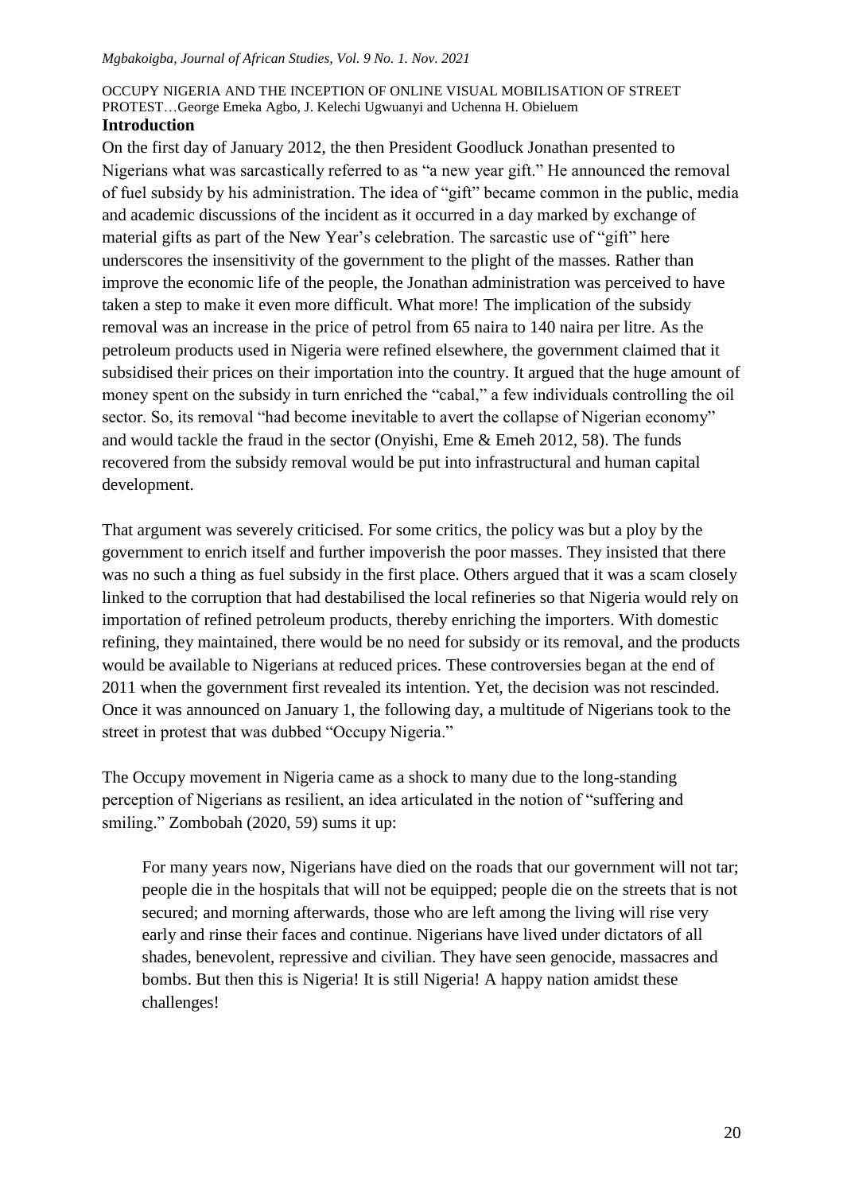## Introduction

On the first day of January 2012, the then President Goodluck Jonathan presented to Nigerians what was sarcastically referred to as "a new year gift." He announced the removal of fuel subsidy by his administration. The idea of "gift" became common in the public, media and academic discussions of the incident as it occurred in a day marked by exchange of material gifts as part of the New Year's celebration. The sarcastic use of "gift" here underscores the insensitivity of the government to the plight of the masses. Rather than improve the economic life of the people, the Jonathan administration was perceived to have taken a step to make it even more difficult. What more! The implication of the subsidy removal was an increase in the price of petrol from 65 naira to 140 naira per litre. As the petroleum products used in Nigeria were refined elsewhere, the government claimed that it subsidised their prices on their importation into the country. It argued that the huge amount of money spent on the subsidy in turn enriched the "cabal," a few individuals controlling the oil sector. So, its removal "had become inevitable to avert the collapse of Nigerian economy" and would tackle the fraud in the sector (Onyishi, Eme & Emeh 2012, 58). The funds recovered from the subsidy removal would be put into infrastructural and human capital development.

That argument was severely criticised. For some critics, the policy was but a ploy by the government to enrich itself and further impoverish the poor masses. They insisted that there was no such a thing as fuel subsidy in the first place. Others argued that it was a scam closely linked to the corruption that had destabilised the local refineries so that Nigeria would rely on importation of refined petroleum products, thereby enriching the importers. With domestic refining, they maintained, there would be no need for subsidy or its removal, and the products would be available to Nigerians at reduced prices. These controversies began at the end of 2011 when the government first revealed its intention. Yet, the decision was not rescinded. Once it was announced on January 1, the following day, a multitude of Nigerians took to the street in protest that was dubbed "Occupy Nigeria."

The Occupy movement in Nigeria came as a shock to many due to the long-standing perception of Nigerians as resilient, an idea articulated in the notion of "suffering and smiling." Zombobah (2020, 59) sums it up:

> For many years now, Nigerians have died on the roads that our government will not tar; people die in the hospitals that will not be equipped; people die on the streets that is not secured; and morning afterwards, those who are left among the living will rise very early and rinse their faces and continue. Nigerians have lived under dictators of all shades, benevolent, repressive and civilian. They have seen genocide, massacres and bombs. But then this is Nigeria! It is still Nigeria! A happy nation amidst these challenges!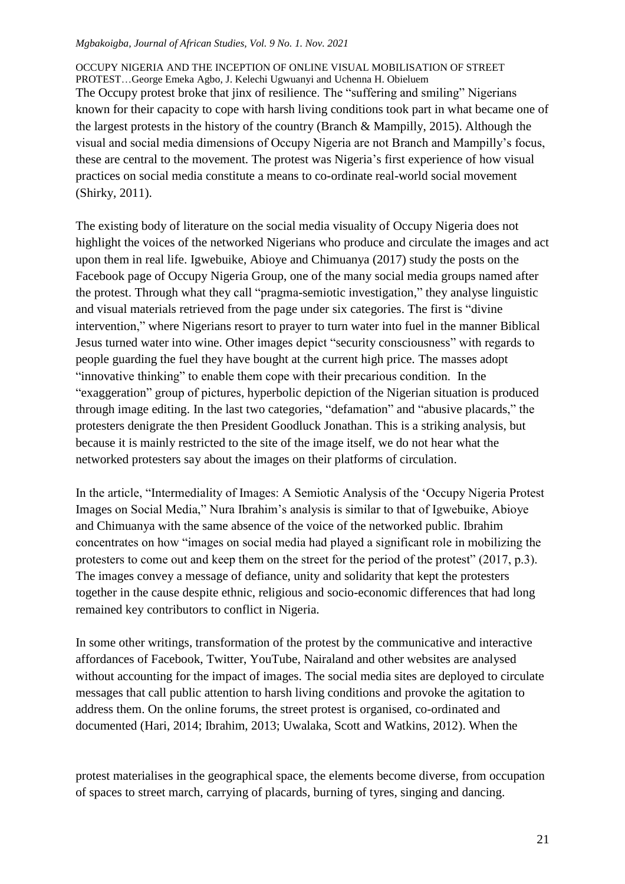The Occupy protest broke that jinx of resilience. The "suffering and smiling" Nigerians known for their capacity to cope with harsh living conditions took part in what became one of the largest protests in the history of the country (Branch & Mampilly, 2015). Although the visual and social media dimensions of Occupy Nigeria are not Branch and Mampilly's focus, these are central to the movement. The protest was Nigeria's first experience of how visual practices on social media constitute a means to co-ordinate real-world social movement (Shirky, 2011).

The existing body of literature on the social media visuality of Occupy Nigeria does not highlight the voices of the networked Nigerians who produce and circulate the images and act upon them in real life. Igwebuike, Abioye and Chimuanya (2017) study the posts on the Facebook page of Occupy Nigeria Group, one of the many social media groups named after the protest. Through what they call "pragma-semiotic investigation," they analyse linguistic and visual materials retrieved from the page under six categories. The first is "divine intervention," where Nigerians resort to prayer to turn water into fuel in the manner Biblical Jesus turned water into wine. Other images depict "security consciousness" with regards to people guarding the fuel they have bought at the current high price. The masses adopt "innovative thinking" to enable them cope with their precarious condition. In the "exaggeration" group of pictures, hyperbolic depiction of the Nigerian situation is produced through image editing. In the last two categories, "defamation" and "abusive placards," the protesters denigrate the then President Goodluck Jonathan. This is a striking analysis, but because it is mainly restricted to the site of the image itself, we do not hear what the networked protesters say about the images on their platforms of circulation.

In the article, "Intermediality of Images: A Semiotic Analysis of the 'Occupy Nigeria Protest Images on Social Media," Nura Ibrahim's analysis is similar to that of Igwebuike, Abioye and Chimuanya with the same absence of the voice of the networked public. Ibrahim concentrates on how "images on social media had played a significant role in mobilizing the protesters to come out and keep them on the street for the period of the protest" (2017, p.3). The images convey a message of defiance, unity and solidarity that kept the protesters together in the cause despite ethnic, religious and socio-economic differences that had long remained key contributors to conflict in Nigeria.

In some other writings, transformation of the protest by the communicative and interactive affordances of Facebook, Twitter, YouTube, Nairaland and other websites are analysed without accounting for the impact of images. The social media sites are deployed to circulate messages that call public attention to harsh living conditions and provoke the agitation to address them. On the online forums, the street protest is organised, co-ordinated and documented (Hari, 2014; Ibrahim, 2013; Uwalaka, Scott and Watkins, 2012). When the protest materialises in the geographical space, the elements become diverse, from occupation of spaces to street march, carrying of placards, burning of tyres, singing and dancing.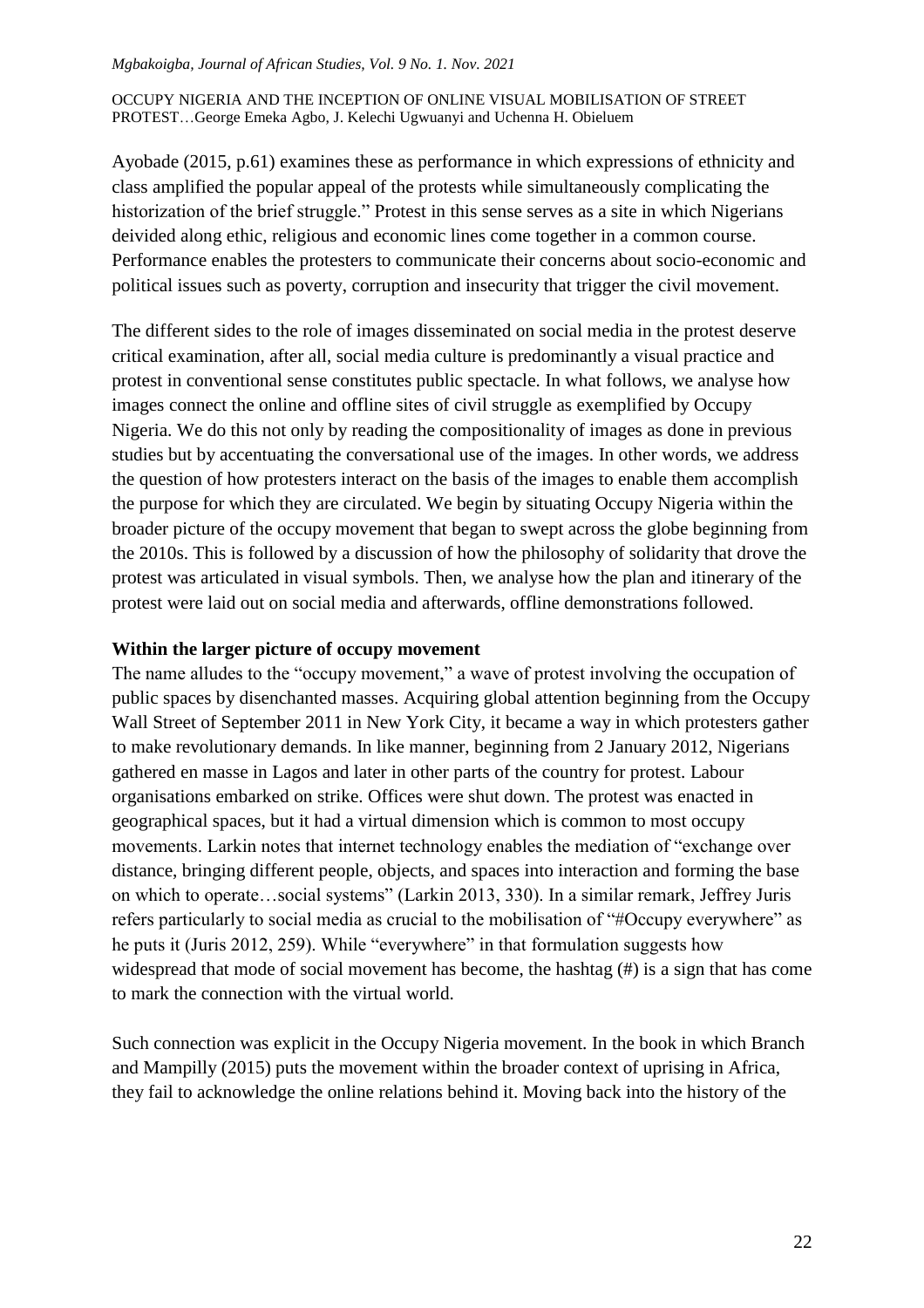Ayobade (2015, p.61) examines these as performance in which expressions of ethnicity and class amplified the popular appeal of the protests while simultaneously complicating the historization of the brief struggle." Protest in this sense serves as a site in which Nigerians deivided along ethic, religious and economic lines come together in a common course. Performance enables the protesters to communicate their concerns about socio-economic and political issues such as poverty, corruption and insecurity that trigger the civil movement.

The different sides to the role of images disseminated on social media in the protest deserve critical examination, after all, social media culture is predominantly a visual practice and protest in conventional sense constitutes public spectacle. In what follows, we analyse how images connect the online and offline sites of civil struggle as exemplified by Occupy Nigeria. We do this not only by reading the compositionality of images as done in previous studies but by accentuating the conversational use of the images. In other words, we address the question of how protesters interact on the basis of the images to enable them accomplish the purpose for which they are circulated. We begin by situating Occupy Nigeria within the broader picture of the occupy movement that began to swept across the globe beginning from the 2010s. This is followed by a discussion of how the philosophy of solidarity that drove the protest was articulated in visual symbols. Then, we analyse how the plan and itinerary of the protest were laid out on social media and afterwards, offline demonstrations followed.

## Within the larger picture of occupy movement

The name alludes to the "occupy movement," a wave of protest involving the occupation of public spaces by disenchanted masses. Acquiring global attention beginning from the Occupy Wall Street of September 2011 in New York City, it became a way in which protesters gather to make revolutionary demands. In like manner, beginning from 2 January 2012, Nigerians gathered en masse in Lagos and later in other parts of the country for protest. Labour organisations embarked on strike. Offices were shut down. The protest was enacted in geographical spaces, but it had a virtual dimension which is common to most occupy movements. Larkin notes that internet technology enables the mediation of "exchange over distance, bringing different people, objects, and spaces into interaction and forming the base on which to operate…social systems" (Larkin 2013, 330). In a similar remark, Jeffrey Juris refers particularly to social media as crucial to the mobilisation of "#Occupy everywhere" as he puts it (Juris 2012, 259). While "everywhere" in that formulation suggests how widespread that mode of social movement has become, the hashtag (#) is a sign that has come to mark the connection with the virtual world.

Such connection was explicit in the Occupy Nigeria movement. In the book in which Branch and Mampilly (2015) puts the movement within the broader context of uprising in Africa, they fail to acknowledge the online relations behind it. Moving back into the history of the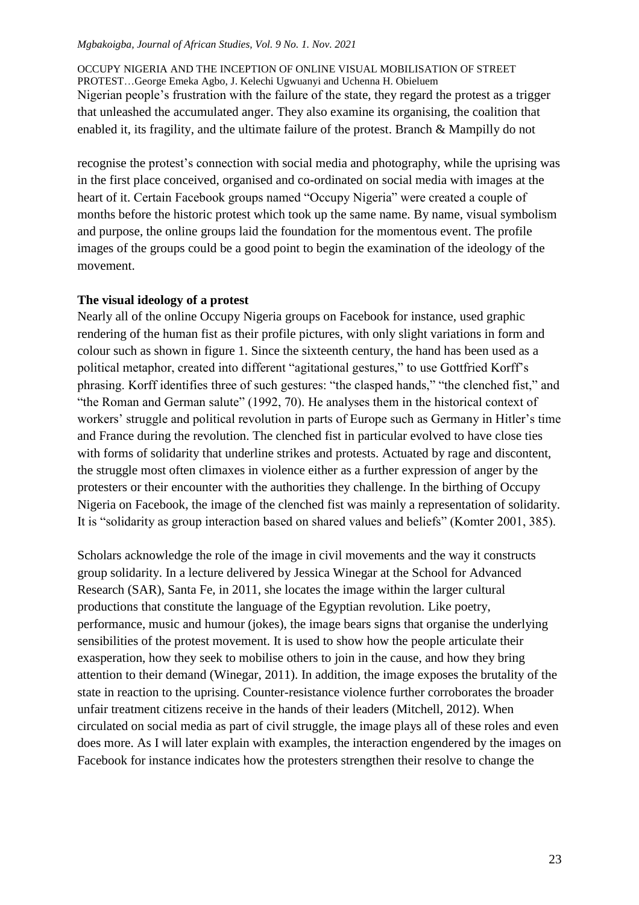Nigerian people's frustration with the failure of the state, they regard the protest as a trigger that unleashed the accumulated anger. They also examine its organising, the coalition that enabled it, its fragility, and the ultimate failure of the protest. Branch & Mampilly do not

recognise the protest's connection with social media and photography, while the uprising was in the first place conceived, organised and co-ordinated on social media with images at the heart of it. Certain Facebook groups named "Occupy Nigeria" were created a couple of months before the historic protest which took up the same name. By name, visual symbolism and purpose, the online groups laid the foundation for the momentous event. The profile images of the groups could be a good point to begin the examination of the ideology of the movement.

**The visual ideology of a protest**

Nearly all of the online Occupy Nigeria groups on Facebook for instance, used graphic rendering of the human fist as their profile pictures, with only slight variations in form and colour such as shown in figure 1. Since the sixteenth century, the hand has been used as a political metaphor, created into different "agitational gestures," to use Gottfried Korff's phrasing. Korff identifies three of such gestures: "the clasped hands," "the clenched fist," and "the Roman and German salute" (1992, 70). He analyses them in the historical context of workers' struggle and political revolution in parts of Europe such as Germany in Hitler's time and France during the revolution. The clenched fist in particular evolved to have close ties with forms of solidarity that underline strikes and protests. Actuated by rage and discontent, the struggle most often climaxes in violence either as a further expression of anger by the protesters or their encounter with the authorities they challenge. In the birthing of Occupy Nigeria on Facebook, the image of the clenched fist was mainly a representation of solidarity. It is "solidarity as group interaction based on shared values and beliefs" (Komter 2001, 385).

Scholars acknowledge the role of the image in civil movements and the way it constructs group solidarity. In a lecture delivered by Jessica Winegar at the School for Advanced Research (SAR), Santa Fe, in 2011, she locates the image within the larger cultural productions that constitute the language of the Egyptian revolution. Like poetry, performance, music and humour (jokes), the image bears signs that organise the underlying sensibilities of the protest movement. It is used to show how the people articulate their exasperation, how they seek to mobilise others to join in the cause, and how they bring attention to their demand (Winegar, 2011). In addition, the image exposes the brutality of the state in reaction to the uprising. Counter-resistance violence further corroborates the broader unfair treatment citizens receive in the hands of their leaders (Mitchell, 2012). When circulated on social media as part of civil struggle, the image plays all of these roles and even does more. As I will later explain with examples, the interaction engendered by the images on Facebook for instance indicates how the protesters strengthen their resolve to change the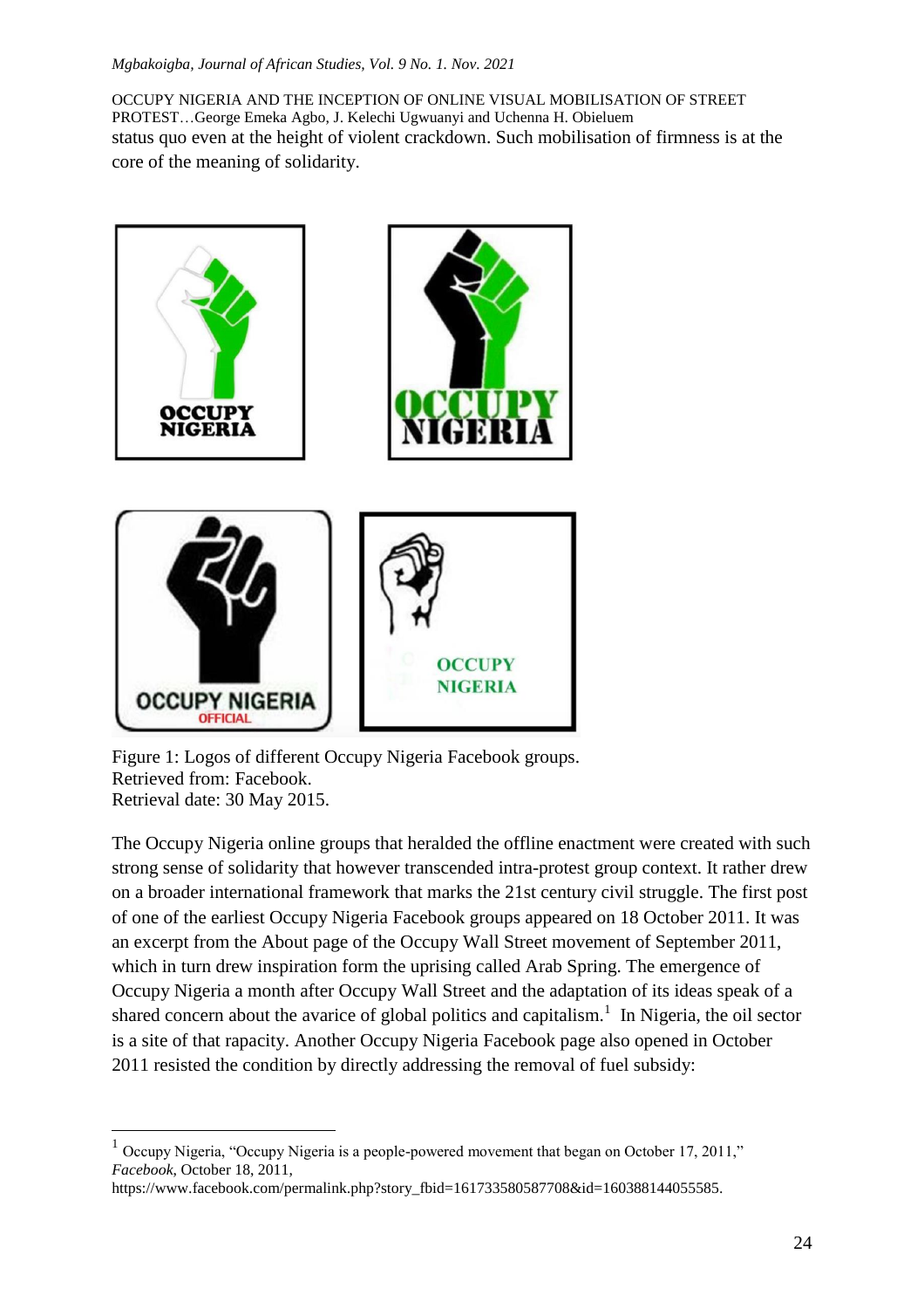status quo even at the height of violent crackdown. Such mobilisation of firmness is at the core of the meaning of solidarity.

Figure 1: Logos of different Occupy Nigeria Facebook groups.
Retrieved from: Facebook.
Retrieval date: 30 May 2015.

The Occupy Nigeria online groups that heralded the offline enactment were created with such strong sense of solidarity that however transcended intra-protest group context. It rather drew on a broader international framework that marks the 21st century civil struggle. The first post of one of the earliest Occupy Nigeria Facebook groups appeared on 18 October 2011. It was an excerpt from the About page of the Occupy Wall Street movement of September 2011, which in turn drew inspiration form the uprising called Arab Spring. The emergence of Occupy Nigeria a month after Occupy Wall Street and the adaptation of its ideas speak of a shared concern about the avarice of global politics and capitalism.[1] In Nigeria, the oil sector is a site of that rapacity. Another Occupy Nigeria Facebook page also opened in October 2011 resisted the condition by directly addressing the removal of fuel subsidy:

[1] Occupy Nigeria, "Occupy Nigeria is a people-powered movement that began on October 17, 2011," *Facebook*, October 18, 2011, https://www.facebook.com/permalink.php?story_fbid=161733580587708&id=160388144055585.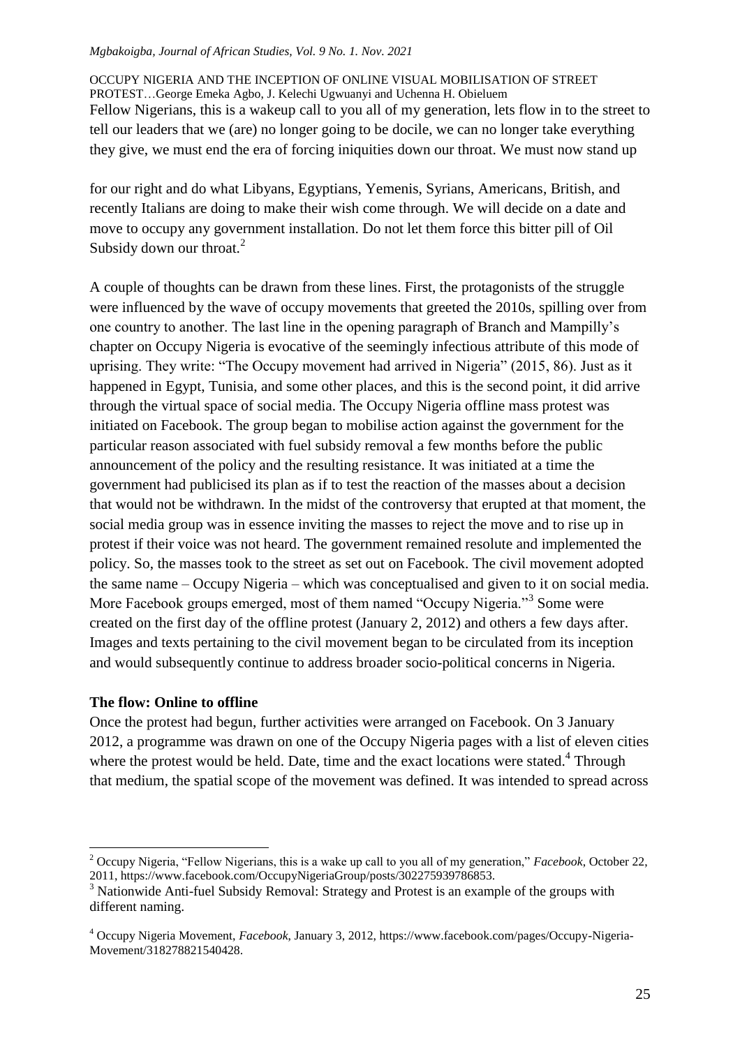Fellow Nigerians, this is a wakeup call to you all of my generation, lets flow in to the street to tell our leaders that we (are) no longer going to be docile, we can no longer take everything they give, we must end the era of forcing iniquities down our throat. We must now stand up

for our right and do what Libyans, Egyptians, Yemenis, Syrians, Americans, British, and recently Italians are doing to make their wish come through. We will decide on a date and move to occupy any government installation. Do not let them force this bitter pill of Oil Subsidy down our throat.[2]

A couple of thoughts can be drawn from these lines. First, the protagonists of the struggle were influenced by the wave of occupy movements that greeted the 2010s, spilling over from one country to another. The last line in the opening paragraph of Branch and Mampilly's chapter on Occupy Nigeria is evocative of the seemingly infectious attribute of this mode of uprising. They write: "The Occupy movement had arrived in Nigeria" (2015, 86). Just as it happened in Egypt, Tunisia, and some other places, and this is the second point, it did arrive through the virtual space of social media. The Occupy Nigeria offline mass protest was initiated on Facebook. The group began to mobilise action against the government for the particular reason associated with fuel subsidy removal a few months before the public announcement of the policy and the resulting resistance. It was initiated at a time the government had publicised its plan as if to test the reaction of the masses about a decision that would not be withdrawn. In the midst of the controversy that erupted at that moment, the social media group was in essence inviting the masses to reject the move and to rise up in protest if their voice was not heard. The government remained resolute and implemented the policy. So, the masses took to the street as set out on Facebook. The civil movement adopted the same name – Occupy Nigeria – which was conceptualised and given to it on social media. More Facebook groups emerged, most of them named "Occupy Nigeria."[3] Some were created on the first day of the offline protest (January 2, 2012) and others a few days after. Images and texts pertaining to the civil movement began to be circulated from its inception and would subsequently continue to address broader socio-political concerns in Nigeria.

**The flow: Online to offline**

Once the protest had begun, further activities were arranged on Facebook. On 3 January 2012, a programme was drawn on one of the Occupy Nigeria pages with a list of eleven cities where the protest would be held. Date, time and the exact locations were stated.[4] Through that medium, the spatial scope of the movement was defined. It was intended to spread across

---

[2] Occupy Nigeria, "Fellow Nigerians, this is a wake up call to you all of my generation," *Facebook*, October 22, 2011, https://www.facebook.com/OccupyNigeriaGroup/posts/302275939786853.

[3] Nationwide Anti-fuel Subsidy Removal: Strategy and Protest is an example of the groups with different naming.

[4] Occupy Nigeria Movement, *Facebook*, January 3, 2012, https://www.facebook.com/pages/Occupy-Nigeria-Movement/318278821540428.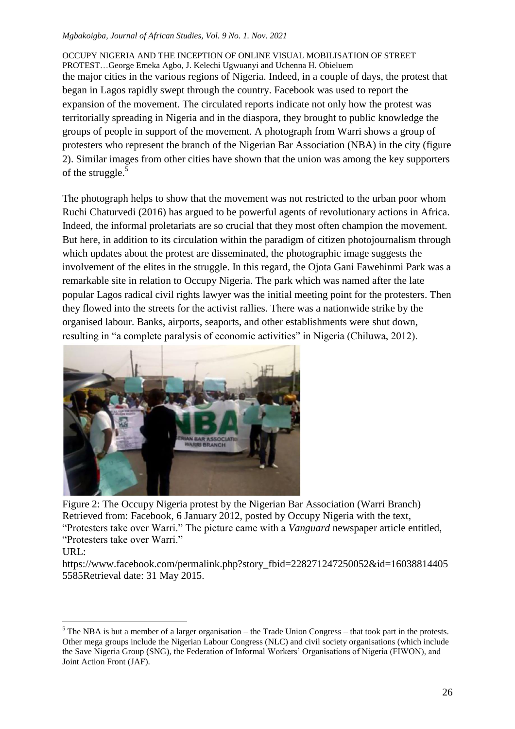the major cities in the various regions of Nigeria. Indeed, in a couple of days, the protest that began in Lagos rapidly swept through the country. Facebook was used to report the expansion of the movement. The circulated reports indicate not only how the protest was territorially spreading in Nigeria and in the diaspora, they brought to public knowledge the groups of people in support of the movement. A photograph from Warri shows a group of protesters who represent the branch of the Nigerian Bar Association (NBA) in the city (figure 2). Similar images from other cities have shown that the union was among the key supporters of the struggle.[5]

The photograph helps to show that the movement was not restricted to the urban poor whom Ruchi Chaturvedi (2016) has argued to be powerful agents of revolutionary actions in Africa. Indeed, the informal proletariats are so crucial that they most often champion the movement. But here, in addition to its circulation within the paradigm of citizen photojournalism through which updates about the protest are disseminated, the photographic image suggests the involvement of the elites in the struggle. In this regard, the Ojota Gani Fawehinmi Park was a remarkable site in relation to Occupy Nigeria. The park which was named after the late popular Lagos radical civil rights lawyer was the initial meeting point for the protesters. Then they flowed into the streets for the activist rallies. There was a nationwide strike by the organised labour. Banks, airports, seaports, and other establishments were shut down, resulting in "a complete paralysis of economic activities" in Nigeria (Chiluwa, 2012).

Figure 2: The Occupy Nigeria protest by the Nigerian Bar Association (Warri Branch) Retrieved from: Facebook, 6 January 2012, posted by Occupy Nigeria with the text, "Protesters take over Warri." The picture came with a *Vanguard* newspaper article entitled, "Protesters take over Warri."
URL:
https://www.facebook.com/permalink.php?story_fbid=228271247250052&id=160388144055585Retrieval date: 31 May 2015.

[5] The NBA is but a member of a larger organisation – the Trade Union Congress – that took part in the protests. Other mega groups include the Nigerian Labour Congress (NLC) and civil society organisations (which include the Save Nigeria Group (SNG), the Federation of Informal Workers' Organisations of Nigeria (FIWON), and Joint Action Front (JAF).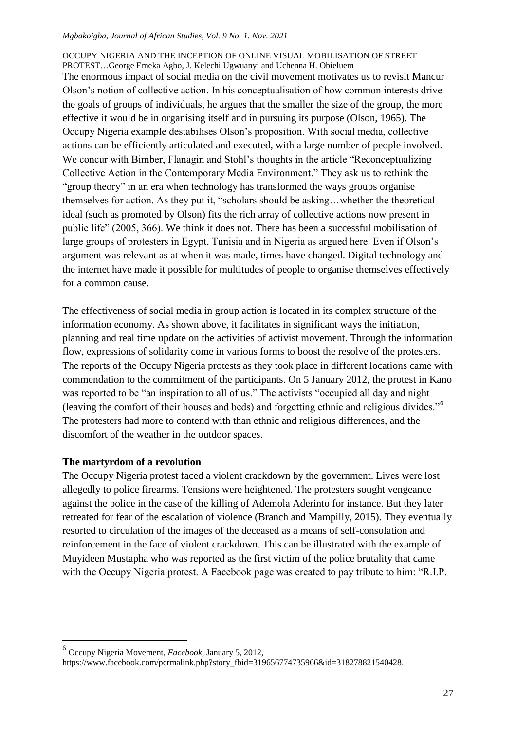The enormous impact of social media on the civil movement motivates us to revisit Mancur Olson's notion of collective action. In his conceptualisation of how common interests drive the goals of groups of individuals, he argues that the smaller the size of the group, the more effective it would be in organising itself and in pursuing its purpose (Olson, 1965). The Occupy Nigeria example destabilises Olson's proposition. With social media, collective actions can be efficiently articulated and executed, with a large number of people involved. We concur with Bimber, Flanagin and Stohl's thoughts in the article "Reconceptualizing Collective Action in the Contemporary Media Environment." They ask us to rethink the "group theory" in an era when technology has transformed the ways groups organise themselves for action. As they put it, "scholars should be asking…whether the theoretical ideal (such as promoted by Olson) fits the rich array of collective actions now present in public life" (2005, 366). We think it does not. There has been a successful mobilisation of large groups of protesters in Egypt, Tunisia and in Nigeria as argued here. Even if Olson's argument was relevant as at when it was made, times have changed. Digital technology and the internet have made it possible for multitudes of people to organise themselves effectively for a common cause.

The effectiveness of social media in group action is located in its complex structure of the information economy. As shown above, it facilitates in significant ways the initiation, planning and real time update on the activities of activist movement. Through the information flow, expressions of solidarity come in various forms to boost the resolve of the protesters. The reports of the Occupy Nigeria protests as they took place in different locations came with commendation to the commitment of the participants. On 5 January 2012, the protest in Kano was reported to be "an inspiration to all of us." The activists "occupied all day and night (leaving the comfort of their houses and beds) and forgetting ethnic and religious divides."[6] The protesters had more to contend with than ethnic and religious differences, and the discomfort of the weather in the outdoor spaces.

**The martyrdom of a revolution**

The Occupy Nigeria protest faced a violent crackdown by the government. Lives were lost allegedly to police firearms. Tensions were heightened. The protesters sought vengeance against the police in the case of the killing of Ademola Aderinto for instance. But they later retreated for fear of the escalation of violence (Branch and Mampilly, 2015). They eventually resorted to circulation of the images of the deceased as a means of self-consolation and reinforcement in the face of violent crackdown. This can be illustrated with the example of Muyideen Mustapha who was reported as the first victim of the police brutality that came with the Occupy Nigeria protest. A Facebook page was created to pay tribute to him: "R.I.P.

---

[6] Occupy Nigeria Movement, *Facebook*, January 5, 2012, https://www.facebook.com/permalink.php?story_fbid=319656774735966&id=318278821540428.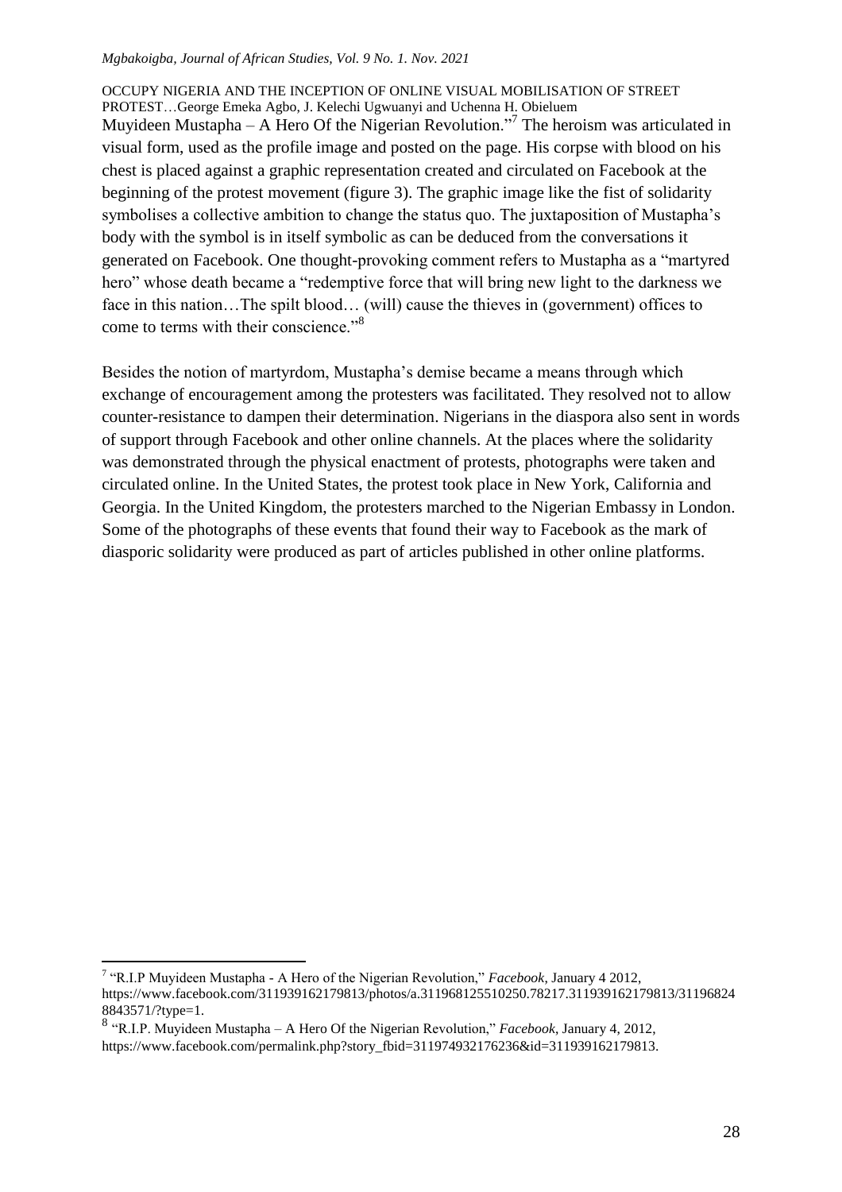Muyideen Mustapha – A Hero Of the Nigerian Revolution."[7] The heroism was articulated in visual form, used as the profile image and posted on the page. His corpse with blood on his chest is placed against a graphic representation created and circulated on Facebook at the beginning of the protest movement (figure 3). The graphic image like the fist of solidarity symbolises a collective ambition to change the status quo. The juxtaposition of Mustapha's body with the symbol is in itself symbolic as can be deduced from the conversations it generated on Facebook. One thought-provoking comment refers to Mustapha as a "martyred hero" whose death became a "redemptive force that will bring new light to the darkness we face in this nation…The spilt blood… (will) cause the thieves in (government) offices to come to terms with their conscience."[8]

Besides the notion of martyrdom, Mustapha's demise became a means through which exchange of encouragement among the protesters was facilitated. They resolved not to allow counter-resistance to dampen their determination. Nigerians in the diaspora also sent in words of support through Facebook and other online channels. At the places where the solidarity was demonstrated through the physical enactment of protests, photographs were taken and circulated online. In the United States, the protest took place in New York, California and Georgia. In the United Kingdom, the protesters marched to the Nigerian Embassy in London. Some of the photographs of these events that found their way to Facebook as the mark of diasporic solidarity were produced as part of articles published in other online platforms.

---

[7] "R.I.P Muyideen Mustapha - A Hero of the Nigerian Revolution," *Facebook*, January 4 2012, https://www.facebook.com/311939162179813/photos/a.311968125510250.78217.311939162179813/311968248843571/?type=1.

[8] "R.I.P. Muyideen Mustapha – A Hero Of the Nigerian Revolution," *Facebook*, January 4, 2012, https://www.facebook.com/permalink.php?story_fbid=311974932176236&id=311939162179813.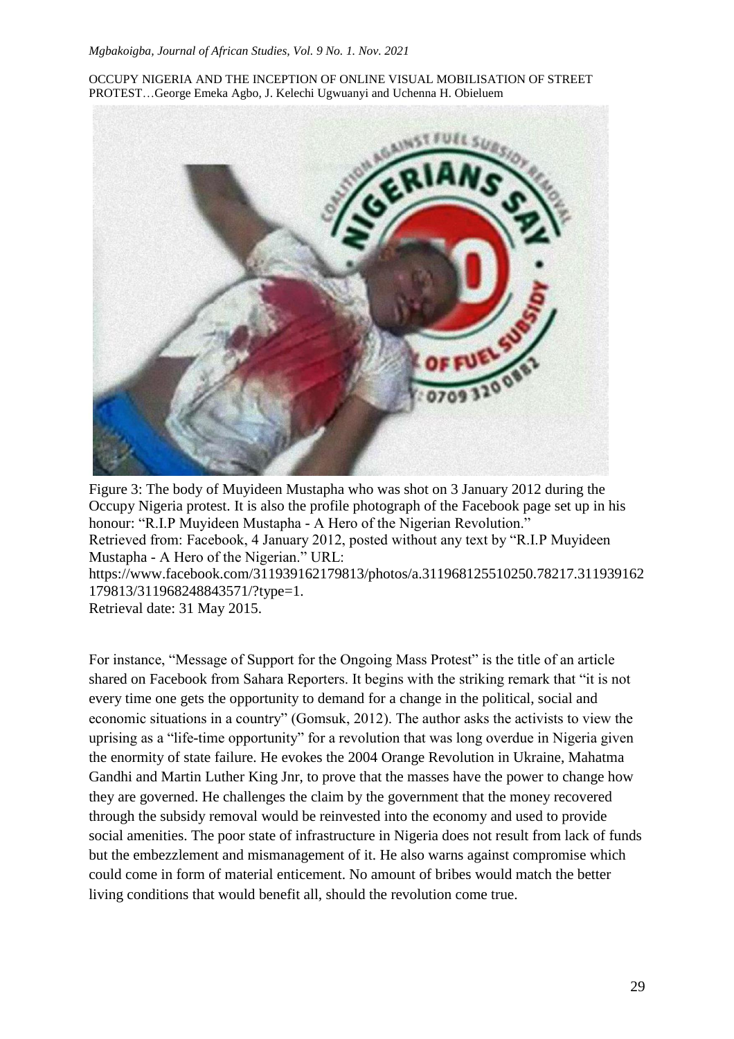Figure 3: The body of Muyideen Mustapha who was shot on 3 January 2012 during the Occupy Nigeria protest. It is also the profile photograph of the Facebook page set up in his honour: "R.I.P Muyideen Mustapha - A Hero of the Nigerian Revolution."
Retrieved from: Facebook, 4 January 2012, posted without any text by "R.I.P Muyideen Mustapha - A Hero of the Nigerian." URL: https://www.facebook.com/311939162179813/photos/a.311968125510250.78217.311939162179813/311968248843571/?type=1.
Retrieval date: 31 May 2015.

For instance, "Message of Support for the Ongoing Mass Protest" is the title of an article shared on Facebook from Sahara Reporters. It begins with the striking remark that "it is not every time one gets the opportunity to demand for a change in the political, social and economic situations in a country" (Gomsuk, 2012). The author asks the activists to view the uprising as a "life-time opportunity" for a revolution that was long overdue in Nigeria given the enormity of state failure. He evokes the 2004 Orange Revolution in Ukraine, Mahatma Gandhi and Martin Luther King Jnr, to prove that the masses have the power to change how they are governed. He challenges the claim by the government that the money recovered through the subsidy removal would be reinvested into the economy and used to provide social amenities. The poor state of infrastructure in Nigeria does not result from lack of funds but the embezzlement and mismanagement of it. He also warns against compromise which could come in form of material enticement. No amount of bribes would match the better living conditions that would benefit all, should the revolution come true.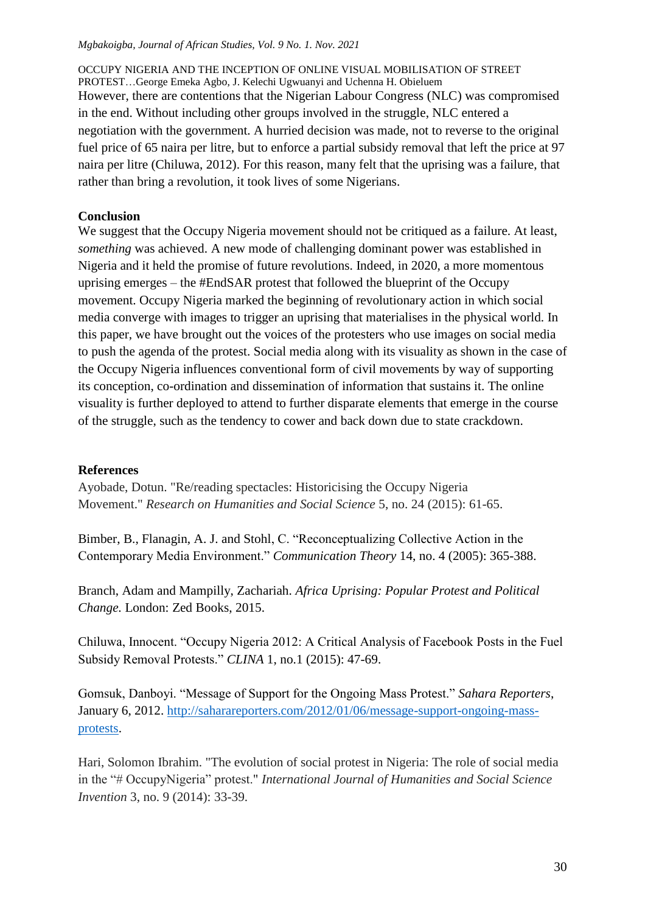However, there are contentions that the Nigerian Labour Congress (NLC) was compromised in the end. Without including other groups involved in the struggle, NLC entered a negotiation with the government. A hurried decision was made, not to reverse to the original fuel price of 65 naira per litre, but to enforce a partial subsidy removal that left the price at 97 naira per litre (Chiluwa, 2012). For this reason, many felt that the uprising was a failure, that rather than bring a revolution, it took lives of some Nigerians.

## Conclusion

We suggest that the Occupy Nigeria movement should not be critiqued as a failure. At least, *something* was achieved. A new mode of challenging dominant power was established in Nigeria and it held the promise of future revolutions. Indeed, in 2020, a more momentous uprising emerges – the #EndSAR protest that followed the blueprint of the Occupy movement. Occupy Nigeria marked the beginning of revolutionary action in which social media converge with images to trigger an uprising that materialises in the physical world. In this paper, we have brought out the voices of the protesters who use images on social media to push the agenda of the protest. Social media along with its visuality as shown in the case of the Occupy Nigeria influences conventional form of civil movements by way of supporting its conception, co-ordination and dissemination of information that sustains it. The online visuality is further deployed to attend to further disparate elements that emerge in the course of the struggle, such as the tendency to cower and back down due to state crackdown.

## References

Ayobade, Dotun. "Re/reading spectacles: Historicising the Occupy Nigeria Movement." *Research on Humanities and Social Science* 5, no. 24 (2015): 61-65.

Bimber, B., Flanagin, A. J. and Stohl, C. "Reconceptualizing Collective Action in the Contemporary Media Environment." *Communication Theory* 14, no. 4 (2005): 365-388.

Branch, Adam and Mampilly, Zachariah. *Africa Uprising: Popular Protest and Political Change.* London: Zed Books, 2015.

Chiluwa, Innocent. "Occupy Nigeria 2012: A Critical Analysis of Facebook Posts in the Fuel Subsidy Removal Protests." *CLINA* 1, no.1 (2015): 47-69.

Gomsuk, Danboyi. "Message of Support for the Ongoing Mass Protest." *Sahara Reporters*, January 6, 2012. http://saharareporters.com/2012/01/06/message-support-ongoing-mass-protests.

Hari, Solomon Ibrahim. "The evolution of social protest in Nigeria: The role of social media in the "# OccupyNigeria" protest." *International Journal of Humanities and Social Science Invention* 3, no. 9 (2014): 33-39.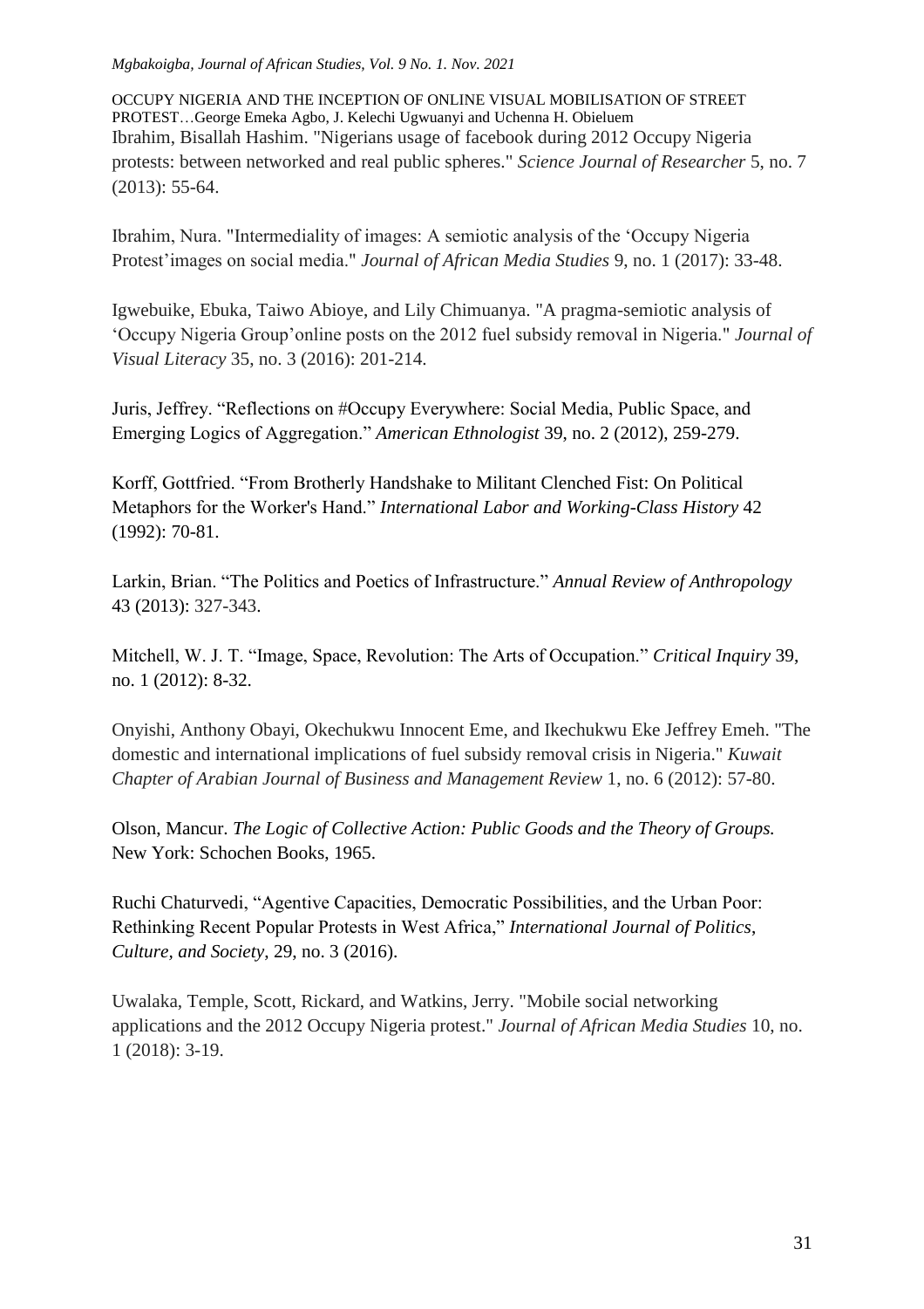Ibrahim, Bisallah Hashim. "Nigerians usage of facebook during 2012 Occupy Nigeria protests: between networked and real public spheres." *Science Journal of Researcher* 5, no. 7 (2013): 55-64.

Ibrahim, Nura. "Intermediality of images: A semiotic analysis of the 'Occupy Nigeria Protest'images on social media." *Journal of African Media Studies* 9, no. 1 (2017): 33-48.

Igwebuike, Ebuka, Taiwo Abioye, and Lily Chimuanya. "A pragma-semiotic analysis of 'Occupy Nigeria Group'online posts on the 2012 fuel subsidy removal in Nigeria." *Journal of Visual Literacy* 35, no. 3 (2016): 201-214.

Juris, Jeffrey. "Reflections on #Occupy Everywhere: Social Media, Public Space, and Emerging Logics of Aggregation." *American Ethnologist* 39, no. 2 (2012), 259-279.

Korff, Gottfried. "From Brotherly Handshake to Militant Clenched Fist: On Political Metaphors for the Worker's Hand." *International Labor and Working-Class History* 42 (1992): 70-81.

Larkin, Brian. "The Politics and Poetics of Infrastructure." *Annual Review of Anthropology* 43 (2013): 327-343.

Mitchell, W. J. T. "Image, Space, Revolution: The Arts of Occupation." *Critical Inquiry* 39, no. 1 (2012): 8-32.

Onyishi, Anthony Obayi, Okechukwu Innocent Eme, and Ikechukwu Eke Jeffrey Emeh. "The domestic and international implications of fuel subsidy removal crisis in Nigeria." *Kuwait Chapter of Arabian Journal of Business and Management Review* 1, no. 6 (2012): 57-80.

Olson, Mancur. *The Logic of Collective Action: Public Goods and the Theory of Groups.* New York: Schochen Books, 1965.

Ruchi Chaturvedi, "Agentive Capacities, Democratic Possibilities, and the Urban Poor: Rethinking Recent Popular Protests in West Africa," *International Journal of Politics, Culture, and Society*, 29, no. 3 (2016).

Uwalaka, Temple, Scott, Rickard, and Watkins, Jerry. "Mobile social networking applications and the 2012 Occupy Nigeria protest." *Journal of African Media Studies* 10, no. 1 (2018): 3-19.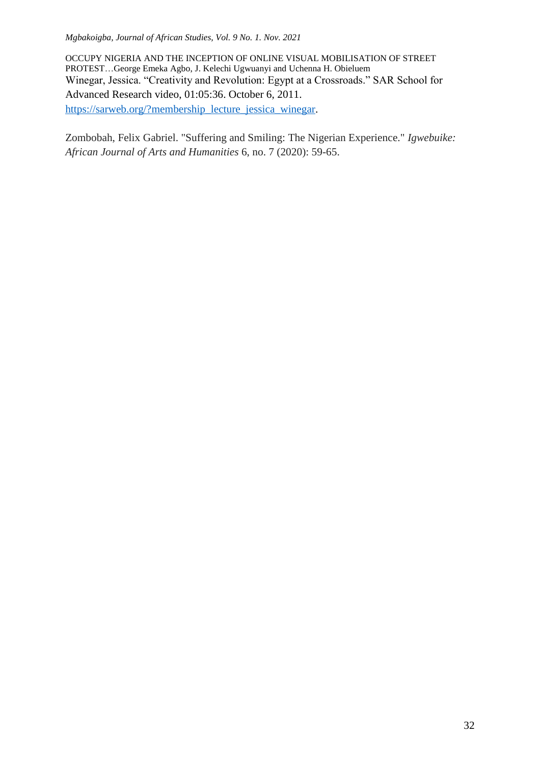Winegar, Jessica. “Creativity and Revolution: Egypt at a Crossroads.” SAR School for Advanced Research video, 01:05:36. October 6, 2011. https://sarweb.org/?membership_lecture_jessica_winegar.

Zombobah, Felix Gabriel. "Suffering and Smiling: The Nigerian Experience." *Igwebuike: African Journal of Arts and Humanities* 6, no. 7 (2020): 59-65.